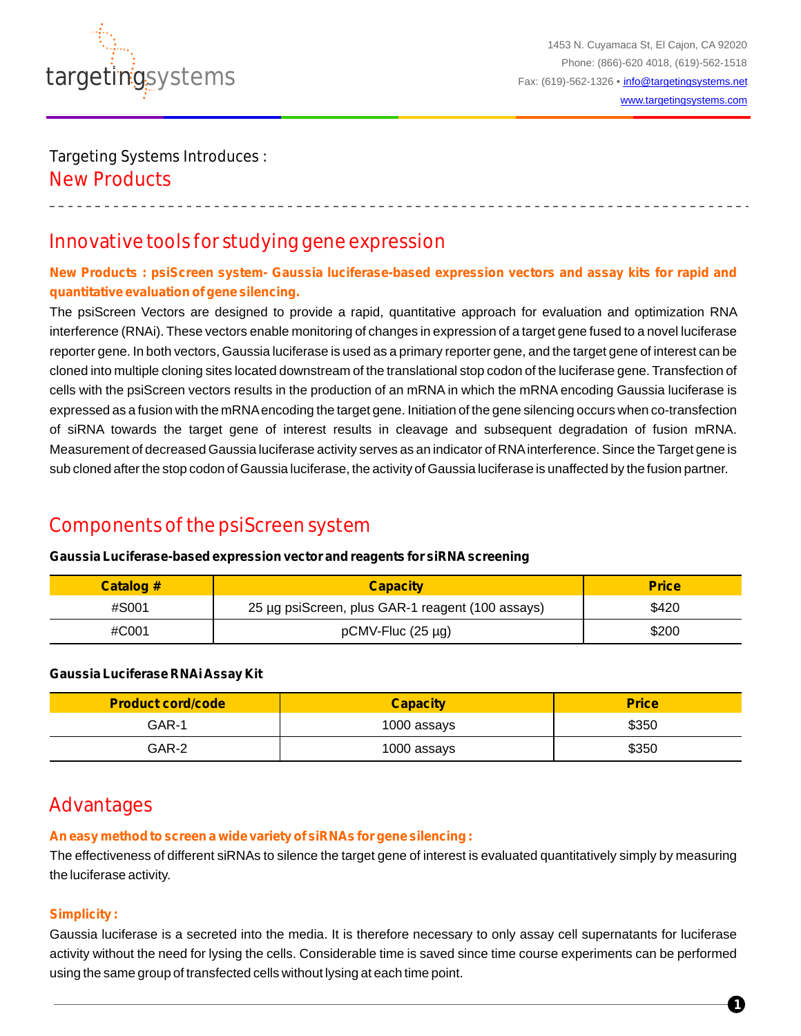targetingsystems

1453 N. Cuyamaca St, El Cajon, CA 92020
Phone: (866)-620 4018, (619)-562-1518
Fax: (619)-562-1326 • info@targetingsystems.net
www.targetingsystems.com

Targeting Systems Introduces :

# New Products

## Innovative tools for studying gene expression

**New Products : psiScreen system- Gaussia luciferase-based expression vectors and assay kits for rapid and quantitative evaluation of gene silencing.**

The psiScreen Vectors are designed to provide a rapid, quantitative approach for evaluation and optimization RNA interference (RNAi). These vectors enable monitoring of changes in expression of a target gene fused to a novel luciferase reporter gene. In both vectors, Gaussia luciferase is used as a primary reporter gene, and the target gene of interest can be cloned into multiple cloning sites located downstream of the translational stop codon of the luciferase gene. Transfection of cells with the psiScreen vectors results in the production of an mRNA in which the mRNA encoding Gaussia luciferase is expressed as a fusion with the mRNA encoding the target gene. Initiation of the gene silencing occurs when co-transfection of siRNA towards the target gene of interest results in cleavage and subsequent degradation of fusion mRNA. Measurement of decreased Gaussia luciferase activity serves as an indicator of RNA interference. Since the Target gene is sub cloned after the stop codon of Gaussia luciferase, the activity of Gaussia luciferase is unaffected by the fusion partner.

## Components of the psiScreen system

**Gaussia Luciferase-based expression vector and reagents for siRNA screening**

| Catalog # | Capacity | Price |
|---|---|---|
| #S001 | 25 µg psiScreen, plus GAR-1 reagent (100 assays) | $420 |
| #C001 | pCMV-Fluc (25 µg) | $200 |

**Gaussia Luciferase RNAi Assay Kit**

| Product cord/code | Capacity | Price |
|---|---|---|
| GAR-1 | 1000 assays | $350 |
| GAR-2 | 1000 assays | $350 |

## Advantages

**An easy method to screen a wide variety of siRNAs for gene silencing :**

The effectiveness of different siRNAs to silence the target gene of interest is evaluated quantitatively simply by measuring the luciferase activity.

**Simplicity :**

Gaussia luciferase is a secreted into the media. It is therefore necessary to only assay cell supernatants for luciferase activity without the need for lysing the cells. Considerable time is saved since time course experiments can be performed using the same group of transfected cells without lysing at each time point.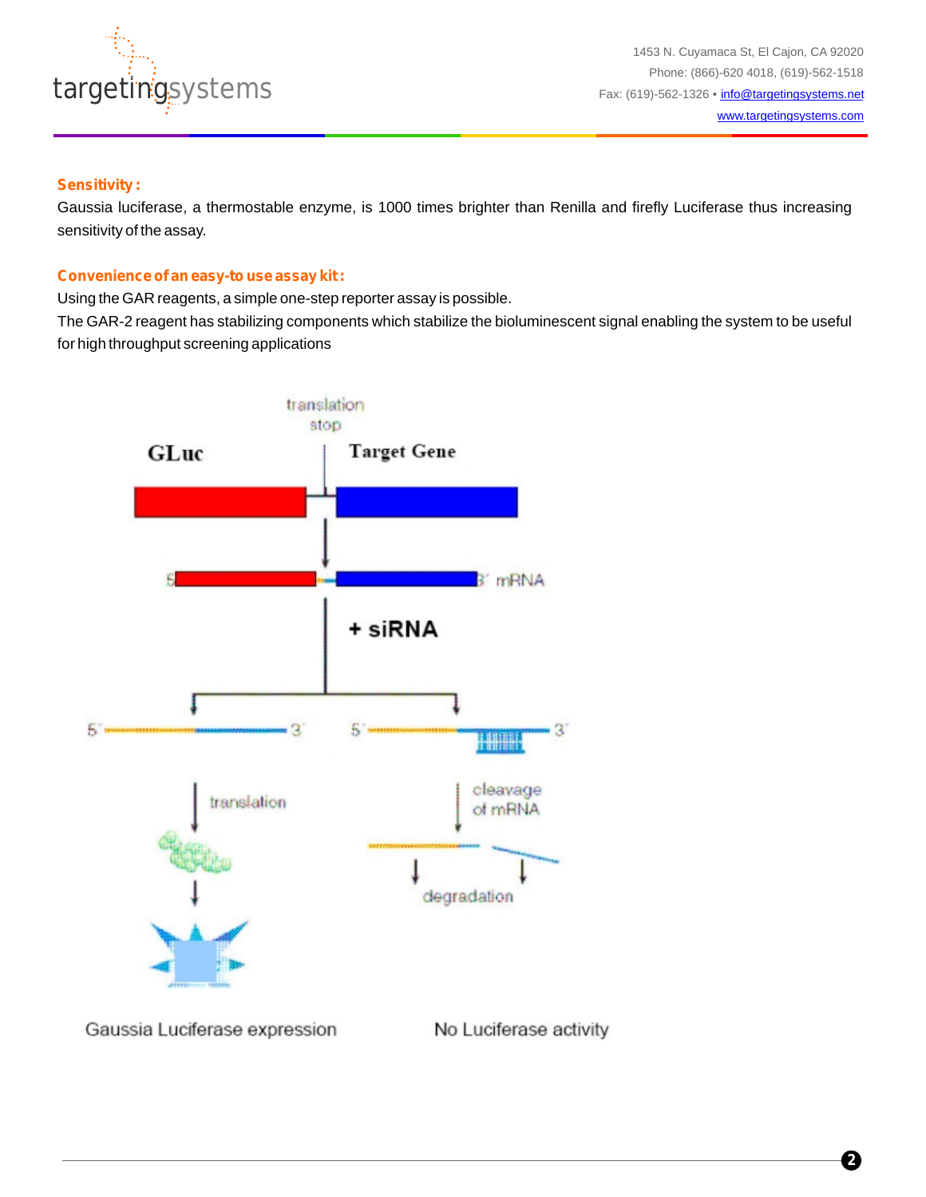**Sensitivity :**

Gaussia luciferase, a thermostable enzyme, is 1000 times brighter than Renilla and firefly Luciferase thus increasing sensitivity of the assay.

**Convenience of an easy-to use assay kit :**

Using the GAR reagents, a simple one-step reporter assay is possible.
The GAR-2 reagent has stabilizing components which stabilize the bioluminescent signal enabling the system to be useful for high throughput screening applications

translation stop

GLuc

Target Gene

5' 3' mRNA

+ siRNA

5' 3'

5' 3'

translation

cleavage of mRNA

degradation

Gaussia Luciferase expression

No Luciferase activity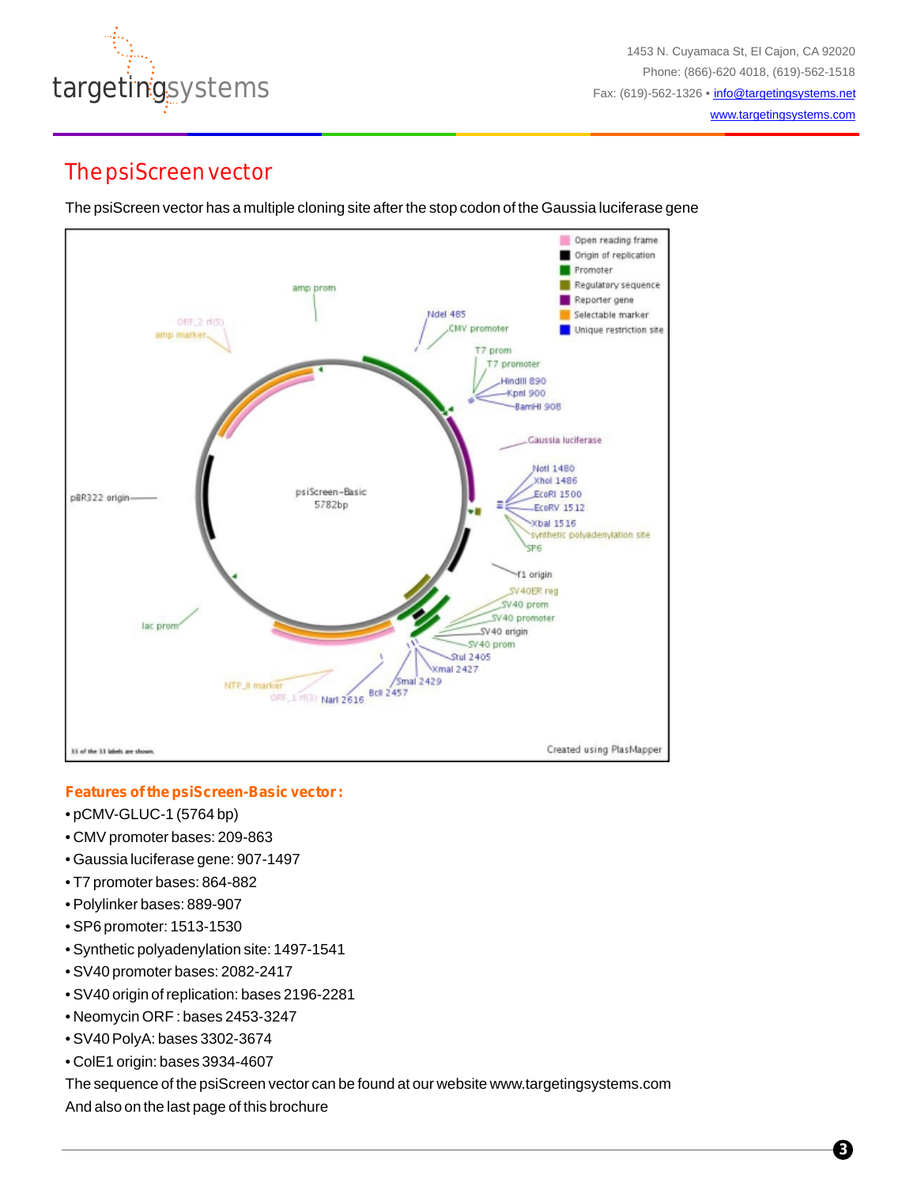## The psiScreen vector

The psiScreen vector has a multiple cloning site after the stop codon of the Gaussia luciferase gene

Open reading frame
Origin of replication
Promoter
Regulatory sequence
Reporter gene
Selectable marker
Unique restriction site

psiScreen-Basic
5782bp

amp prom
ORF_2 rf(5)
amp marker
NdeI 485
CMV promoter
T7 prom
T7 promoter
HindIII 890
KpnI 900
BamHI 908
Gaussia luciferase
NotI 1480
XhoI 1486
EcoRI 1500
EcoRV 1512
XbaI 1516
synthetic polyadenylation site
SP6
pBR322 origin
f1 origin
SV40ER reg
SV40 prom
SV40 promoter
SV40 origin
SV40 prom
StuI 2405
XmaI 2427
SmaI 2429
BclI 2457
NarI 2616
NTP_II marker
ORF_1 rf(3)
lac prom

33 of the 33 labels are shown.

Created using PlasMapper

**Features of the psiScreen-Basic vector:**

- pCMV-GLUC-1 (5764 bp)
- CMV promoter bases: 209-863
- Gaussia luciferase gene: 907-1497
- T7 promoter bases: 864-882
- Polylinker bases: 889-907
- SP6 promoter: 1513-1530
- Synthetic polyadenylation site: 1497-1541
- SV40 promoter bases: 2082-2417
- SV40 origin of replication: bases 2196-2281
- Neomycin ORF : bases 2453-3247
- SV40 PolyA: bases 3302-3674
- ColE1 origin: bases 3934-4607

The sequence of the psiScreen vector can be found at our website www.targetingsystems.com
And also on the last page of this brochure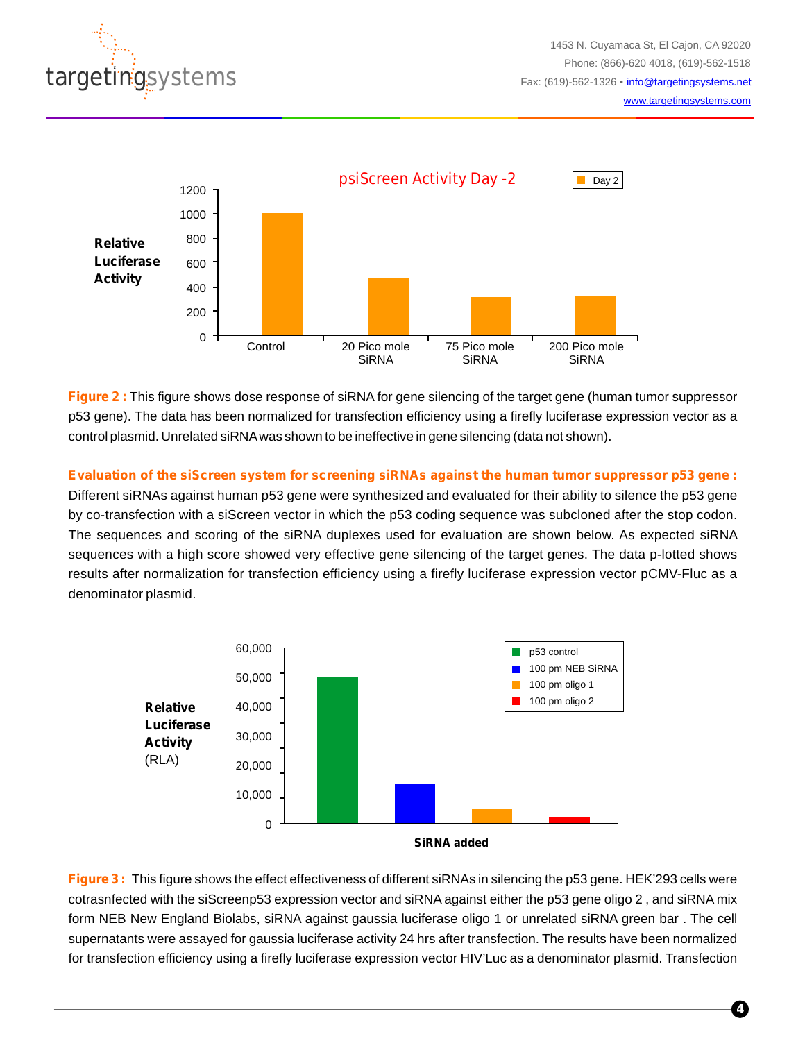psiScreen Activity Day -2

Day 2

Relative Luciferase Activity

1200
1000
800
600
400
200
0

Control
20 Pico mole SiRNA
75 Pico mole SiRNA
200 Pico mole SiRNA

**Figure 2 :** This figure shows dose response of siRNA for gene silencing of the target gene (human tumor suppressor p53 gene). The data has been normalized for transfection efficiency using a firefly luciferase expression vector as a control plasmid. Unrelated siRNA was shown to be ineffective in gene silencing (data not shown).

**Evaluation of the siScreen system for screening siRNAs against the human tumor suppressor p53 gene :** Different siRNAs against human p53 gene were synthesized and evaluated for their ability to silence the p53 gene by co-transfection with a siScreen vector in which the p53 coding sequence was subcloned after the stop codon. The sequences and scoring of the siRNA duplexes used for evaluation are shown below. As expected siRNA sequences with a high score showed very effective gene silencing of the target genes. The data p-lotted shows results after normalization for transfection efficiency using a firefly luciferase expression vector pCMV-Fluc as a denominator plasmid.

Relative Luciferase Activity (RLA)

60,000
50,000
40,000
30,000
20,000
10,000
0

p53 control
100 pm NEB SiRNA
100 pm oligo 1
100 pm oligo 2

SiRNA added

**Figure 3 :** This figure shows the effect effectiveness of different siRNAs in silencing the p53 gene. HEK'293 cells were cotrasnfected with the siScreenp53 expression vector and siRNA against either the p53 gene oligo 2 , and siRNA mix form NEB New England Biolabs, siRNA against gaussia luciferase oligo 1 or unrelated siRNA green bar . The cell supernatants were assayed for gaussia luciferase activity 24 hrs after transfection. The results have been normalized for transfection efficiency using a firefly luciferase expression vector HIV'Luc as a denominator plasmid. Transfection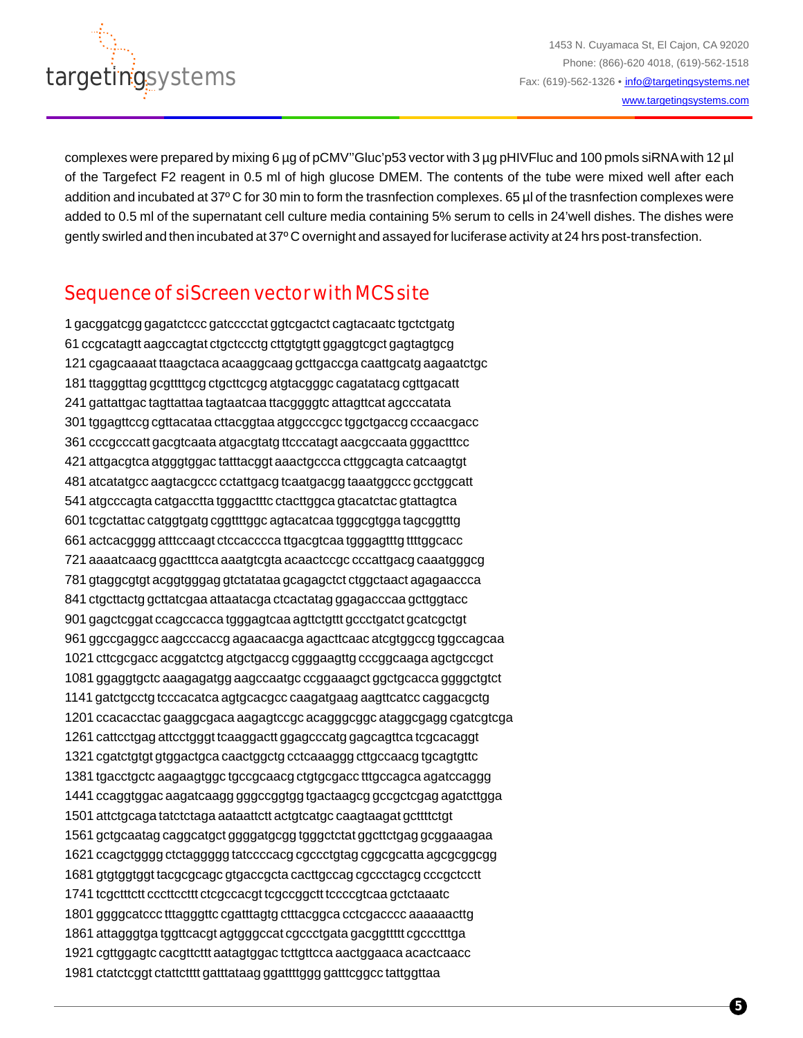complexes were prepared by mixing 6 µg of pCMV"Gluc'p53 vector with 3 µg pHIVFluc and 100 pmols siRNA with 12 µl of the Targefect F2 reagent in 0.5 ml of high glucose DMEM. The contents of the tube were mixed well after each addition and incubated at 37º C for 30 min to form the trasnfection complexes. 65 µl of the trasnfection complexes were added to 0.5 ml of the supernatant cell culture media containing 5% serum to cells in 24'well dishes. The dishes were gently swirled and then incubated at 37º C overnight and assayed for luciferase activity at 24 hrs post-transfection.

## Sequence of siScreen vector with MCS site

```
1 gacggatcgg gagatctccc gatcccctat ggtcgactct cagtacaatc tgctctgatg
61 ccgcatagtt aagccagtat ctgctccctg cttgtgtgtt ggaggtcgct gagtagtgcg
121 cgagcaaaat ttaagctaca acaaggcaag gcttgaccga caattgcatg aagaatctgc
181 ttagggttag gcgttttgcg ctgcttcgcg atgtacgggc cagatatacg cgttgacatt
241 gattattgac tagttattaa tagtaatcaa ttacggggtc attagttcat agcccatata
301 tggagttccg cgttacataa cttacggtaa atggcccgcc tggctgaccg cccaacgacc
361 cccgcccatt gacgtcaata atgacgtatg ttcccatagt aacgccaata gggactttcc
421 attgacgtca atgggtggac tatttacggt aaactgccca cttggcagta catcaagtgt
481 atcatatgcc aagtacgccc cctattgacg tcaatgacgg taaatggccc gcctggcatt
541 atgcccagta catgacctta tgggactttc ctacttggca gtacatctac gtattagtca
601 tcgctattac catggtgatg cggttttggc agtacatcaa tgggcgtgga tagcggtttg
661 actcacgggg atttccaagt ctccacccca ttgacgtcaa tgggagtttg ttttggcacc
721 aaaatcaacg ggactttcca aaatgtcgta acaactccgc cccattgacg caaatgggcg
781 gtaggcgtgt acggtgggag gtctatataa gcagagctct ctggctaact agagaaccca
841 ctgcttactg gcttatcgaa attaatacga ctcactatag ggagacccaa gcttggtacc
901 gagctcggat ccagccacca tgggagtcaa agttctgttt gccctgatct gcatcgctgt
961 ggccgaggcc aagcccaccg agaacaacga agacttcaac atcgtggccg tggccagcaa
1021 cttcgcgacc acggatctcg atgctgaccg cgggaagttg cccggcaaga agctgccgct
1081 ggaggtgctc aaagagatgg aagccaatgc ccggaaagct ggctgcacca ggggctgtct
1141 gatctgcctg tcccacatca agtgcacgcc caagatgaag aagttcatcc caggacgctg
1201 ccacacctac gaaggcgaca aagagtccgc acagggcggc ataggcgagg cgatcgtcga
1261 cattcctgag attcctgggt tcaaggactt ggagcccatg gagcagttca tcgcacaggt
1321 cgatctgtgt gtggactgca caactggctg cctcaaaggg cttgccaacg tgcagtgttc
1381 tgacctgctc aagaagtggc tgccgcaacg ctgtgcgacc tttgccagca agatccaggg
1441 ccaggtggac aagatcaagg gggccggtgg tgactaagcg gccgctcgag agatcttgga
1501 attctgcaga tatctctaga aataattctt actgtcatgc caagtaagat gcttttctgt
1561 gctgcaatag caggcatgct ggggatgcgg tgggctctat ggcttctgag gcggaaagaa
1621 ccagctgggg ctctaggggg tatccccacg cgccctgtag cggcgcatta agcgcggcgg
1681 gtgtggtggt tacgcgcagc gtgaccgcta cacttgccag cgccctagcg cccgctcctt
1741 tcgctttctt cccttccttt ctcgccacgt tcgccggctt tccccgtcaa gctctaaatc
1801 ggggcatccc tttagggttc cgatttagtg ctttacggca cctcgacccc aaaaaacttg
1861 attagggtga tggttcacgt agtgggccat cgccctgata gacggttttt cgccctttga
1921 cgttggagtc cacgttcttt aatagtggac tcttgttcca aactggaaca acactcaacc
1981 ctatctcggt ctattctttt gatttataag ggattttggg gatttcggcc tattggttaa
```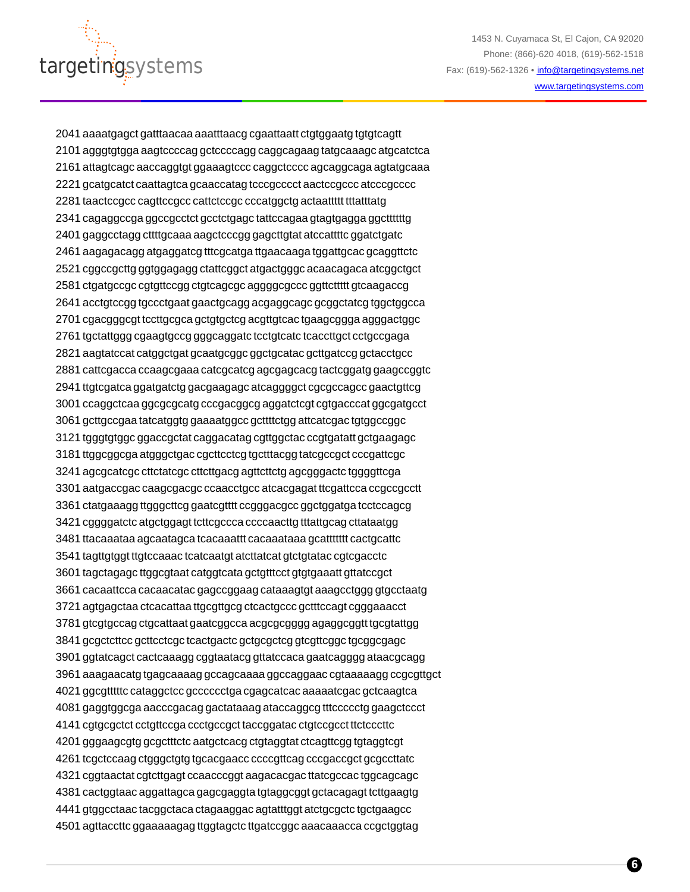2041 aaaatgagct gatttaacaa aaatttaacg cgaattaatt ctgtggaatg tgtgtcagtt
2101 agggtgtgga aagtccccag gctccccagg caggcagaag tatgcaaagc atgcatctca
2161 attagtcagc aaccaggtgt ggaaagtccc caggctcccc agcaggcaga agtatgcaaa
2221 gcatgcatct caattagtca gcaaccatag tcccgcccct aactccgccc atcccgcccc
2281 taactccgcc cagttccgcc cattctccgc cccatggctg actaattttt tttatttatg
2341 cagaggccga ggccgcctct gcctctgagc tattccagaa gtagtgagga ggcttttttg
2401 gaggcctagg cttttgcaaa aagctcccgg gagcttgtat atccattttc ggatctgatc
2461 aagagacagg atgaggatcg tttcgcatga ttgaacaaga tggattgcac gcaggttctc
2521 cggccgcttg ggtggagagg ctattcggct atgactgggc acaacagaca atcggctgct
2581 ctgatgccgc cgtgttccgg ctgtcagcgc aggggcgccc ggttcttttt gtcaagaccg
2641 acctgtccgg tgccctgaat gaactgcagg acgaggcagc gcggctatcg tggctggcca
2701 cgacgggcgt tccttgcgca gctgtgctcg acgttgtcac tgaagcggga agggactggc
2761 tgctattggg cgaagtgccg gggcaggatc tcctgtcatc tcaccttgct cctgccgaga
2821 aagtatccat catggctgat gcaatgcggc ggctgcatac gcttgatccg gctacctgcc
2881 cattcgacca ccaagcgaaa catcgcatcg agcgagcacg tactcggatg gaagccggtc
2941 ttgtcgatca ggatgatctg gacgaagagc atcaggggct cgcgccagcc gaactgttcg
3001 ccaggctcaa ggcgcgcatg cccgacggcg aggatctcgt cgtgacccat ggcgatgcct
3061 gcttgccgaa tatcatggtg gaaaatggcc gcttttctgg attcatcgac tgtggccggc
3121 tgggtgtggc ggaccgctat caggacatag cgttggctac ccgtgatatt gctgaagagc
3181 ttggcggcga atgggctgac cgcttcctcg tgctttacgg tatcgccgct cccgattcgc
3241 agcgcatcgc cttctatcgc cttcttgacg agttcttctg agcgggactc tggggttcga
3301 aatgaccgac caagcgacgc ccaacctgcc atcacgagat ttcgattcca ccgccgcctt
3361 ctatgaaagg ttgggcttcg gaatcgtttt ccgggacgcc ggctggatga tcctccagcg
3421 cggggatctc atgctggagt tcttcgccca ccccaacttg tttattgcag cttataatgg
3481 ttacaaataa agcaatagca tcacaaattt cacaaataaa gcattttttt cactgcattc
3541 tagttgtggt ttgtccaaac tcatcaatgt atcttatcat gtctgtatac cgtcgacctc
3601 tagctagagc ttggcgtaat catggtcata gctgtttcct gtgtgaaatt gttatccgct
3661 cacaattcca cacaacatac gagccggaag cataaagtgt aaagcctggg gtgcctaatg
3721 agtgagctaa ctcacattaa ttgcgttgcg ctcactgccc gctttccagt cgggaaacct
3781 gtcgtgccag ctgcattaat gaatcggcca acgcgcgggg agaggcggtt tgcgtattgg
3841 gcgctcttcc gcttcctcgc tcactgactc gctgcgctcg gtcgttcggc tgcggcgagc
3901 ggtatcagct cactcaaagg cggtaatacg gttatccaca gaatcagggg ataacgcagg
3961 aaagaacatg tgagcaaaag gccagcaaaa ggccaggaac cgtaaaaagg ccgcgttgct
4021 ggcgtttttc cataggctcc gcccccctga cgagcatcac aaaaatcgac gctcaagtca
4081 gaggtggcga aacccgacag gactataaag ataccaggcg tttccccctg gaagctccct
4141 cgtgcgctct cctgttccga ccctgccgct taccggatac ctgtccgcct ttctcccttc
4201 gggaagcgtg gcgctttctc aatgctcacg ctgtaggtat ctcagttcgg tgtaggtcgt
4261 tcgctccaag ctgggctgtg tgcacgaacc ccccgttcag cccgaccgct gcgccttatc
4321 cggtaactat cgtcttgagt ccaacccggt aagacacgac ttatcgccac tggcagcagc
4381 cactggtaac aggattagca gagcgaggta tgtaggcggt gctacagagt tcttgaagtg
4441 gtggcctaac tacggctaca ctagaaggac agtatttggt atctgcgctc tgctgaagcc
4501 agttaccttc ggaaaaagag ttggtagctc ttgatccggc aaacaaacca ccgctggtag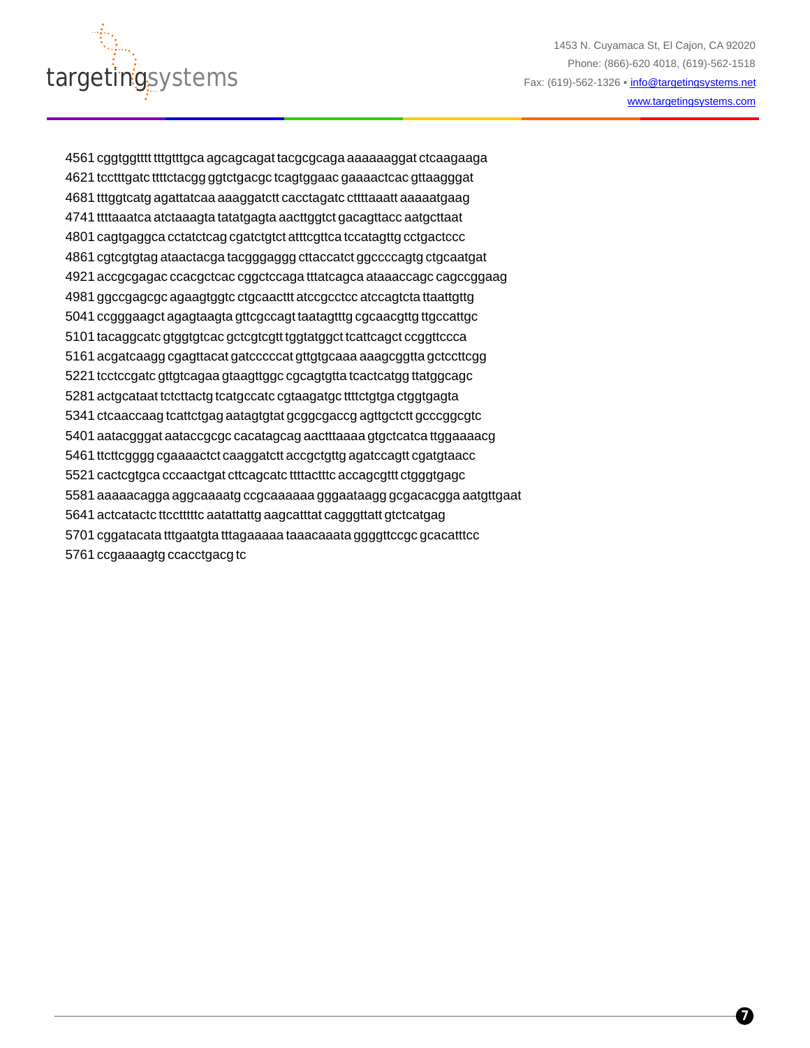```
4561 cggtggtttt tttgtttgca agcagcagat tacgcgcaga aaaaaaggat ctcaagaaga
4621 tcctttgatc ttttctacgg ggtctgacgc tcagtggaac gaaaactcac gttaagggat
4681 tttggtcatg agattatcaa aaaggatctt cacctagatc cttttaaatt aaaaatgaag
4741 ttttaaatca atctaaagta tatatgagta aacttggtct gacagttacc aatgcttaat
4801 cagtgaggca cctatctcag cgatctgtct atttcgttca tccatagttg cctgactccc
4861 cgtcgtgtag ataactacga tacgggaggg cttaccatct ggccccagtg ctgcaatgat
4921 accgcgagac ccacgctcac cggctccaga tttatcagca ataaaccagc cagccggaag
4981 ggccgagcgc agaagtggtc ctgcaacttt atccgcctcc atccagtcta ttaattgttg
5041 ccgggaagct agagtaagta gttcgccagt taatagtttg cgcaacgttg ttgccattgc
5101 tacaggcatc gtggtgtcac gctcgtcgtt tggtatggct tcattcagct ccggttccca
5161 acgatcaagg cgagttacat gatcccccat gttgtgcaaa aaagcggtta gctccttcgg
5221 tcctccgatc gttgtcagaa gtaagttggc cgcagtgtta tcactcatgg ttatggcagc
5281 actgcataat tctcttactg tcatgccatc cgtaagatgc ttttctgtga ctggtgagta
5341 ctcaaccaag tcattctgag aatagtgtat gcggcgaccg agttgctctt gcccggcgtc
5401 aatacgggat aataccgcgc cacatagcag aactttaaaa gtgctcatca ttggaaaacg
5461 ttcttcgggg cgaaaactct caaggatctt accgctgttg agatccagtt cgatgtaacc
5521 cactcgtgca cccaactgat cttcagcatc ttttactttc accagcgttt ctgggtgagc
5581 aaaaacagga aggcaaaatg ccgcaaaaaa gggaataagg gcgacacgga aatgttgaat
5641 actcatactc ttcctttttc aatattattg aagcatttat cagggttatt gtctcatgag
5701 cggatacata tttgaatgta tttagaaaaa taaacaaata ggggttccgc gcacatttcc
5761 ccgaaaagtg ccacctgacg tc
```